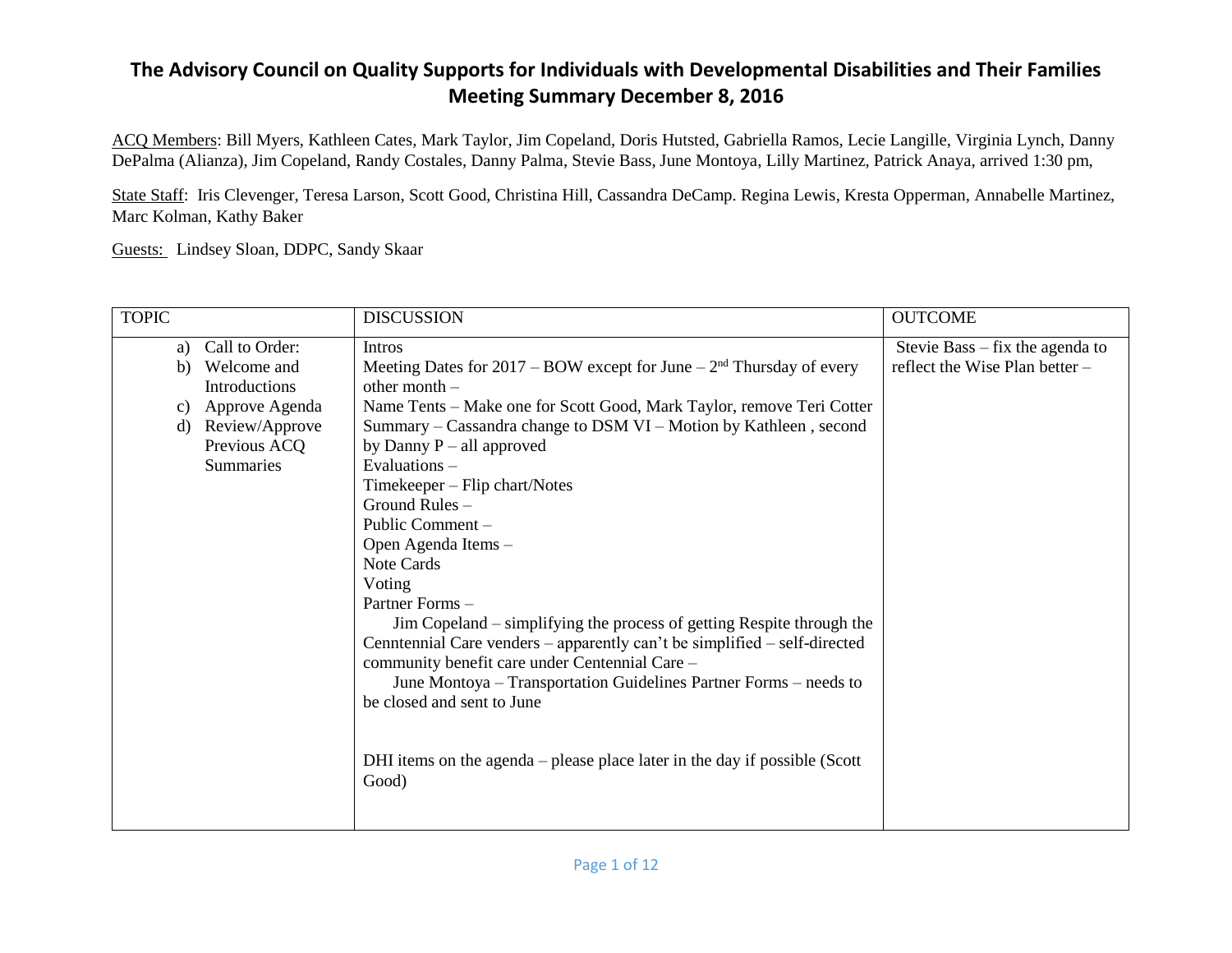# The Advisory Council on Quality Supports for Individuals with Developmental Disabilities and Their Families
## Meeting Summary December 8, 2016

ACQ Members: Bill Myers, Kathleen Cates, Mark Taylor, Jim Copeland, Doris Hutsted, Gabriella Ramos, Lecie Langille, Virginia Lynch, Danny DePalma (Alianza), Jim Copeland, Randy Costales, Danny Palma, Stevie Bass, June Montoya, Lilly Martinez, Patrick Anaya, arrived 1:30 pm,

State Staff: Iris Clevenger, Teresa Larson, Scott Good, Christina Hill, Cassandra DeCamp. Regina Lewis, Kresta Opperman, Annabelle Martinez, Marc Kolman, Kathy Baker

Guests: Lindsey Sloan, DDPC, Sandy Skaar

| TOPIC | DISCUSSION | OUTCOME |
|---|---|---|
| a) Call to Order:<br>b) Welcome and Introductions<br>c) Approve Agenda<br>d) Review/Approve Previous ACQ Summaries | Intros<br>Meeting Dates for 2017 – BOW except for June – 2nd Thursday of every other month –<br>Name Tents – Make one for Scott Good, Mark Taylor, remove Teri Cotter<br>Summary – Cassandra change to DSM VI – Motion by Kathleen , second by Danny P – all approved<br>Evaluations –<br>Timekeeper – Flip chart/Notes<br>Ground Rules –<br>Public Comment –<br>Open Agenda Items –<br>Note Cards<br>Voting<br>Partner Forms –<br>Jim Copeland – simplifying the process of getting Respite through the Cenntennial Care venders – apparently can't be simplified – self-directed community benefit care under Centennial Care –<br>June Montoya – Transportation Guidelines Partner Forms – needs to be closed and sent to June<br><br>DHI items on the agenda – please place later in the day if possible (Scott Good) | Stevie Bass – fix the agenda to reflect the Wise Plan better – |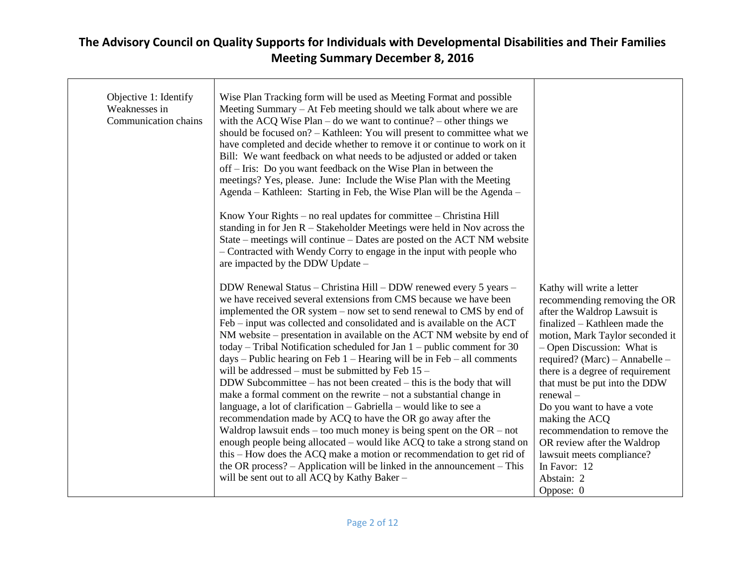# The Advisory Council on Quality Supports for Individuals with Developmental Disabilities and Their Families

## Meeting Summary December 8, 2016

| | | |
|---|---|---|
| Objective 1: Identify Weaknesses in Communication chains | Wise Plan Tracking form will be used as Meeting Format and possible Meeting Summary – At Feb meeting should we talk about where we are with the ACQ Wise Plan – do we want to continue? – other things we should be focused on? – Kathleen: You will present to committee what we have completed and decide whether to remove it or continue to work on it Bill: We want feedback on what needs to be adjusted or added or taken off – Iris: Do you want feedback on the Wise Plan in between the meetings? Yes, please. June: Include the Wise Plan with the Meeting Agenda – Kathleen: Starting in Feb, the Wise Plan will be the Agenda –<br><br>Know Your Rights – no real updates for committee – Christina Hill standing in for Jen R – Stakeholder Meetings were held in Nov across the State – meetings will continue – Dates are posted on the ACT NM website – Contracted with Wendy Corry to engage in the input with people who are impacted by the DDW Update –<br><br>DDW Renewal Status – Christina Hill – DDW renewed every 5 years – we have received several extensions from CMS because we have been implemented the OR system – now set to send renewal to CMS by end of Feb – input was collected and consolidated and is available on the ACT NM website – presentation in available on the ACT NM website by end of today – Tribal Notification scheduled for Jan 1 – public comment for 30 days – Public hearing on Feb 1 – Hearing will be in Feb – all comments will be addressed – must be submitted by Feb 15 –<br>DDW Subcommittee – has not been created – this is the body that will make a formal comment on the rewrite – not a substantial change in language, a lot of clarification – Gabriella – would like to see a recommendation made by ACQ to have the OR go away after the Waldrop lawsuit ends – too much money is being spent on the OR – not enough people being allocated – would like ACQ to take a strong stand on this – How does the ACQ make a motion or recommendation to get rid of the OR process? – Application will be linked in the announcement – This will be sent out to all ACQ by Kathy Baker – | Kathy will write a letter recommending removing the OR after the Waldrop Lawsuit is finalized – Kathleen made the motion, Mark Taylor seconded it – Open Discussion: What is required? (Marc) – Annabelle – there is a degree of requirement that must be put into the DDW renewal –<br>Do you want to have a vote making the ACQ recommendation to remove the OR review after the Waldrop lawsuit meets compliance?<br>In Favor: 12<br>Abstain: 2<br>Oppose: 0 |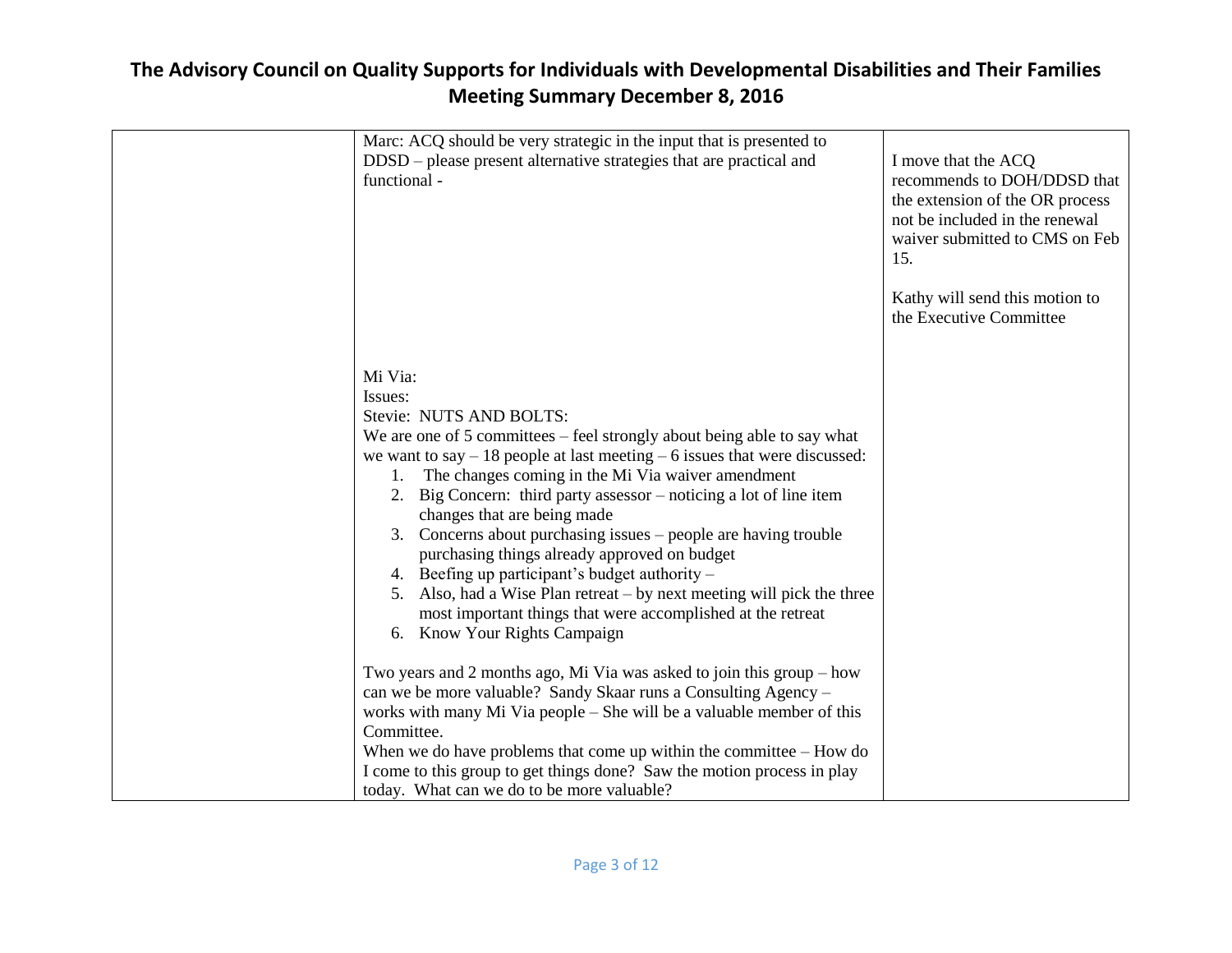| | | |
|---|---|---|
| | Marc: ACQ should be very strategic in the input that is presented to DDSD – please present alternative strategies that are practical and functional -<br><br>Mi Via:<br>Issues:<br>Stevie: NUTS AND BOLTS:<br>We are one of 5 committees – feel strongly about being able to say what we want to say – 18 people at last meeting – 6 issues that were discussed:<br>1. The changes coming in the Mi Via waiver amendment<br>2. Big Concern: third party assessor – noticing a lot of line item changes that are being made<br>3. Concerns about purchasing issues – people are having trouble purchasing things already approved on budget<br>4. Beefing up participant's budget authority –<br>5. Also, had a Wise Plan retreat – by next meeting will pick the three most important things that were accomplished at the retreat<br>6. Know Your Rights Campaign<br><br>Two years and 2 months ago, Mi Via was asked to join this group – how can we be more valuable? Sandy Skaar runs a Consulting Agency – works with many Mi Via people – She will be a valuable member of this Committee.<br>When we do have problems that come up within the committee – How do I come to this group to get things done? Saw the motion process in play today. What can we do to be more valuable? | I move that the ACQ recommends to DOH/DDSD that the extension of the OR process not be included in the renewal waiver submitted to CMS on Feb 15.<br><br>Kathy will send this motion to the Executive Committee |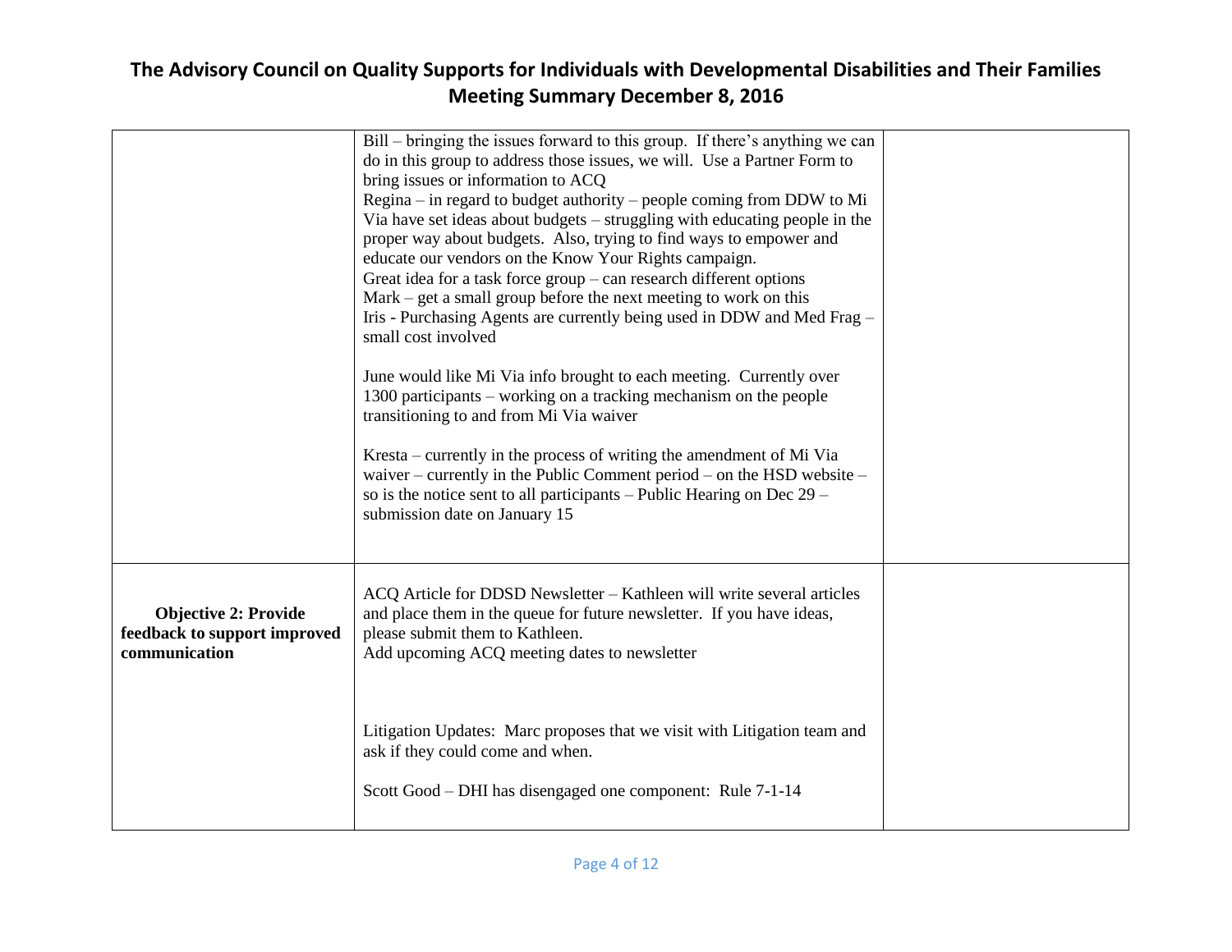| | | |
|---|---|---|
| | Bill – bringing the issues forward to this group. If there's anything we can do in this group to address those issues, we will. Use a Partner Form to bring issues or information to ACQ<br>Regina – in regard to budget authority – people coming from DDW to Mi Via have set ideas about budgets – struggling with educating people in the proper way about budgets. Also, trying to find ways to empower and educate our vendors on the Know Your Rights campaign.<br>Great idea for a task force group – can research different options<br>Mark – get a small group before the next meeting to work on this<br>Iris - Purchasing Agents are currently being used in DDW and Med Frag – small cost involved<br><br>June would like Mi Via info brought to each meeting. Currently over 1300 participants – working on a tracking mechanism on the people transitioning to and from Mi Via waiver<br><br>Kresta – currently in the process of writing the amendment of Mi Via waiver – currently in the Public Comment period – on the HSD website – so is the notice sent to all participants – Public Hearing on Dec 29 – submission date on January 15 | |
| **Objective 2: Provide feedback to support improved communication** | ACQ Article for DDSD Newsletter – Kathleen will write several articles and place them in the queue for future newsletter. If you have ideas, please submit them to Kathleen.<br>Add upcoming ACQ meeting dates to newsletter<br><br>Litigation Updates: Marc proposes that we visit with Litigation team and ask if they could come and when.<br><br>Scott Good – DHI has disengaged one component: Rule 7-1-14 | |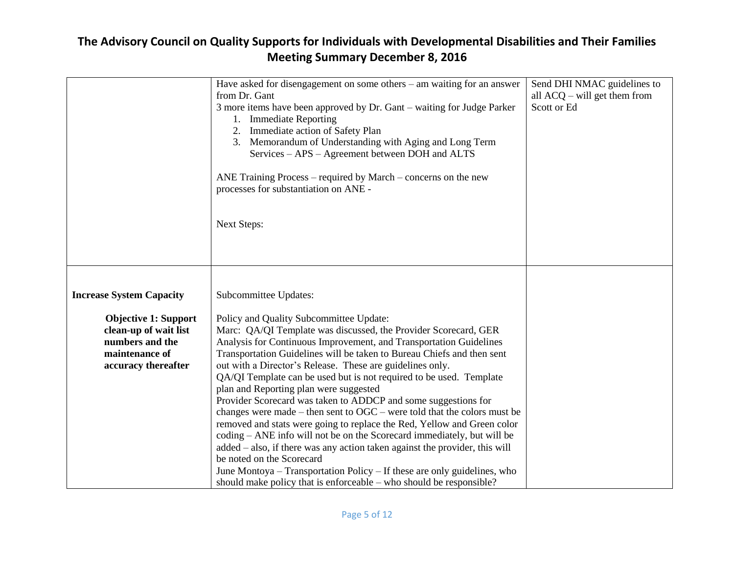# The Advisory Council on Quality Supports for Individuals with Developmental Disabilities and Their Families Meeting Summary December 8, 2016

| | | |
|---|---|---|
| | Have asked for disengagement on some others – am waiting for an answer from Dr. Gant<br>3 more items have been approved by Dr. Gant – waiting for Judge Parker<br>1. Immediate Reporting<br>2. Immediate action of Safety Plan<br>3. Memorandum of Understanding with Aging and Long Term Services – APS – Agreement between DOH and ALTS<br><br>ANE Training Process – required by March – concerns on the new processes for substantiation on ANE -<br><br>Next Steps: | Send DHI NMAC guidelines to all ACQ – will get them from Scott or Ed |
| **Increase System Capacity**<br><br>**Objective 1: Support clean-up of wait list numbers and the maintenance of accuracy thereafter** | Subcommittee Updates:<br><br>Policy and Quality Subcommittee Update:<br>Marc: QA/QI Template was discussed, the Provider Scorecard, GER Analysis for Continuous Improvement, and Transportation Guidelines<br>Transportation Guidelines will be taken to Bureau Chiefs and then sent out with a Director's Release. These are guidelines only.<br>QA/QI Template can be used but is not required to be used. Template plan and Reporting plan were suggested<br>Provider Scorecard was taken to ADDCP and some suggestions for changes were made – then sent to OGC – were told that the colors must be removed and stats were going to replace the Red, Yellow and Green color coding – ANE info will not be on the Scorecard immediately, but will be added – also, if there was any action taken against the provider, this will be noted on the Scorecard<br>June Montoya – Transportation Policy – If these are only guidelines, who should make policy that is enforceable – who should be responsible? | |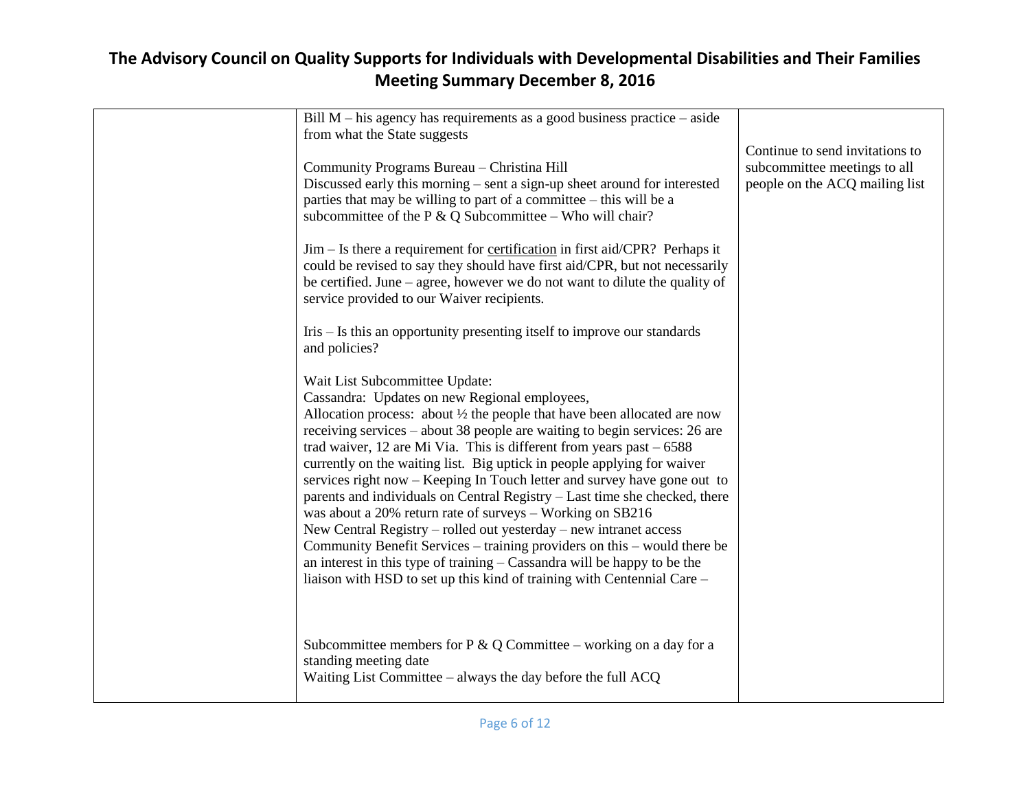| | | |
|---|---|---|
| | Bill M – his agency has requirements as a good business practice – aside from what the State suggests<br><br>Community Programs Bureau – Christina Hill<br>Discussed early this morning – sent a sign-up sheet around for interested parties that may be willing to part of a committee – this will be a subcommittee of the P & Q Subcommittee – Who will chair?<br><br>Jim – Is there a requirement for <u>certification</u> in first aid/CPR? Perhaps it could be revised to say they should have first aid/CPR, but not necessarily be certified. June – agree, however we do not want to dilute the quality of service provided to our Waiver recipients.<br><br>Iris – Is this an opportunity presenting itself to improve our standards and policies?<br><br>Wait List Subcommittee Update:<br>Cassandra: Updates on new Regional employees,<br>Allocation process: about ½ the people that have been allocated are now receiving services – about 38 people are waiting to begin services: 26 are trad waiver, 12 are Mi Via. This is different from years past – 6588 currently on the waiting list. Big uptick in people applying for waiver services right now – Keeping In Touch letter and survey have gone out to parents and individuals on Central Registry – Last time she checked, there was about a 20% return rate of surveys – Working on SB216<br>New Central Registry – rolled out yesterday – new intranet access<br>Community Benefit Services – training providers on this – would there be an interest in this type of training – Cassandra will be happy to be the liaison with HSD to set up this kind of training with Centennial Care –<br><br>Subcommittee members for P & Q Committee – working on a day for a standing meeting date<br>Waiting List Committee – always the day before the full ACQ | Continue to send invitations to subcommittee meetings to all people on the ACQ mailing list |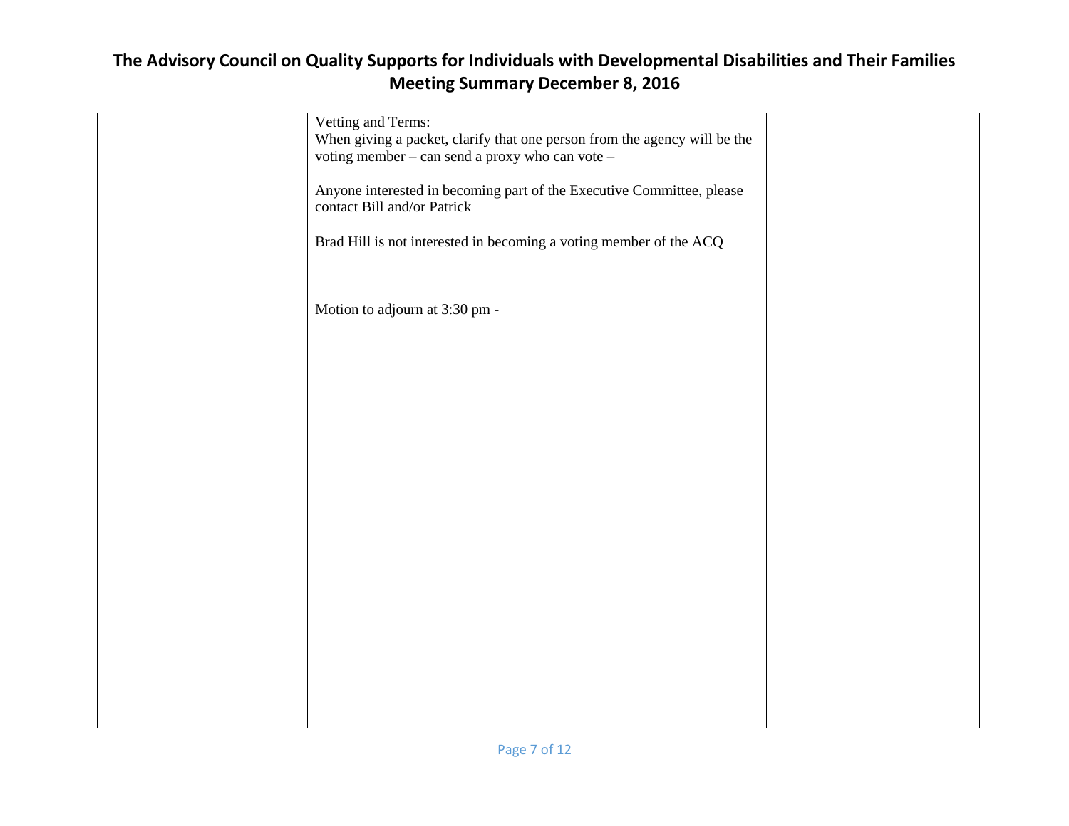| | | |
|---|---|---|
| | Vetting and Terms:<br>When giving a packet, clarify that one person from the agency will be the voting member – can send a proxy who can vote –<br><br>Anyone interested in becoming part of the Executive Committee, please contact Bill and/or Patrick<br><br>Brad Hill is not interested in becoming a voting member of the ACQ<br><br><br>Motion to adjourn at 3:30 pm - | |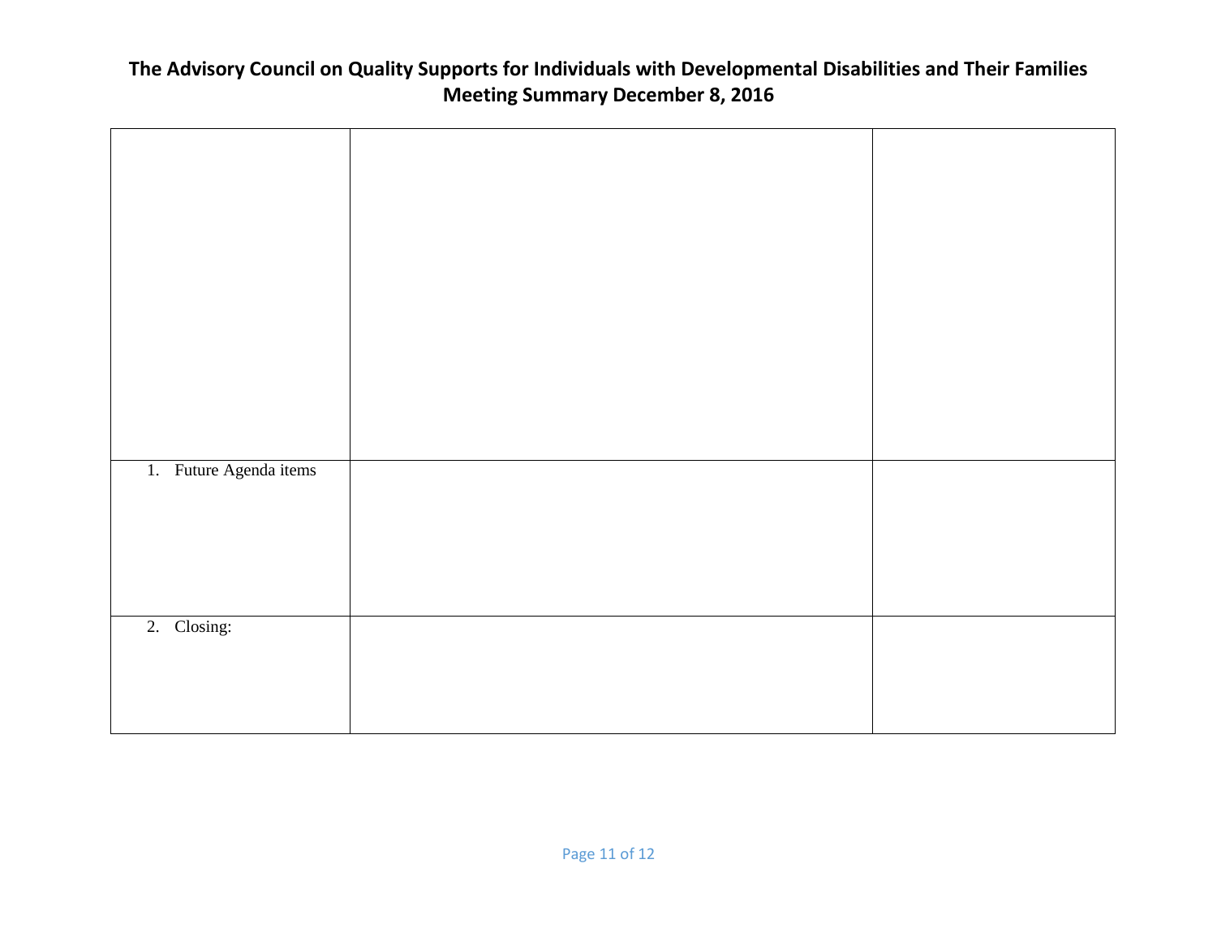| | | |
|---|---|---|
| | | |
| 1. Future Agenda items | | |
| 2. Closing: | | |